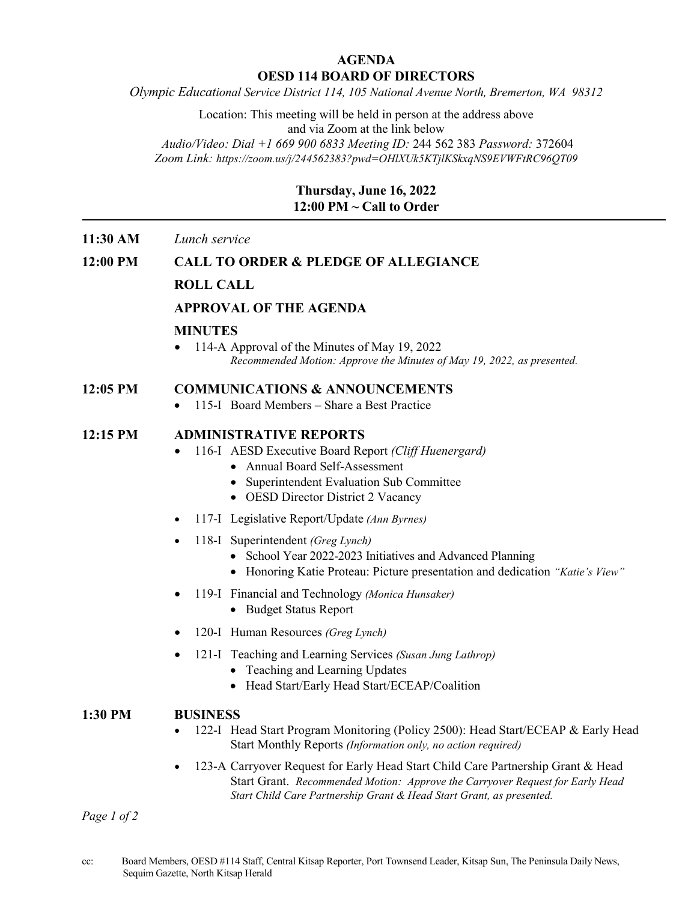# AGENDA
## OESD 114 BOARD OF DIRECTORS

*Olympic Educational Service District 114, 105 National Avenue North, Bremerton, WA 98312*

Location: This meeting will be held in person at the address above and via Zoom at the link below

*Audio/Video: Dial +1 669 900 6833 Meeting ID:* 244 562 383 *Password:* 372604

*Zoom Link: https://zoom.us/j/244562383?pwd=OHlXUk5KTjlKSkxqNS9EVWFtRC96QT09*

**Thursday, June 16, 2022**
**12:00 PM ~ Call to Order**

---

**11:30 AM** *Lunch service*

**12:00 PM** **CALL TO ORDER & PLEDGE OF ALLEGIANCE**

**ROLL CALL**

**APPROVAL OF THE AGENDA**

**MINUTES**

- 114-A Approval of the Minutes of May 19, 2022
  *Recommended Motion: Approve the Minutes of May 19, 2022, as presented.*

**12:05 PM** **COMMUNICATIONS & ANNOUNCEMENTS**

- 115-I Board Members – Share a Best Practice

**12:15 PM** **ADMINISTRATIVE REPORTS**

- 116-I AESD Executive Board Report *(Cliff Huenergard)*
  - Annual Board Self-Assessment
  - Superintendent Evaluation Sub Committee
  - OESD Director District 2 Vacancy
- 117-I Legislative Report/Update *(Ann Byrnes)*
- 118-I Superintendent *(Greg Lynch)*
  - School Year 2022-2023 Initiatives and Advanced Planning
  - Honoring Katie Proteau: Picture presentation and dedication *"Katie's View"*
- 119-I Financial and Technology *(Monica Hunsaker)*
  - Budget Status Report
- 120-I Human Resources *(Greg Lynch)*
- 121-I Teaching and Learning Services *(Susan Jung Lathrop)*
  - Teaching and Learning Updates
  - Head Start/Early Head Start/ECEAP/Coalition

**1:30 PM** **BUSINESS**

- 122-I Head Start Program Monitoring (Policy 2500): Head Start/ECEAP & Early Head Start Monthly Reports *(Information only, no action required)*
- 123-A Carryover Request for Early Head Start Child Care Partnership Grant & Head Start Grant. *Recommended Motion: Approve the Carryover Request for Early Head Start Child Care Partnership Grant & Head Start Grant, as presented.*

cc: Board Members, OESD #114 Staff, Central Kitsap Reporter, Port Townsend Leader, Kitsap Sun, The Peninsula Daily News, Sequim Gazette, North Kitsap Herald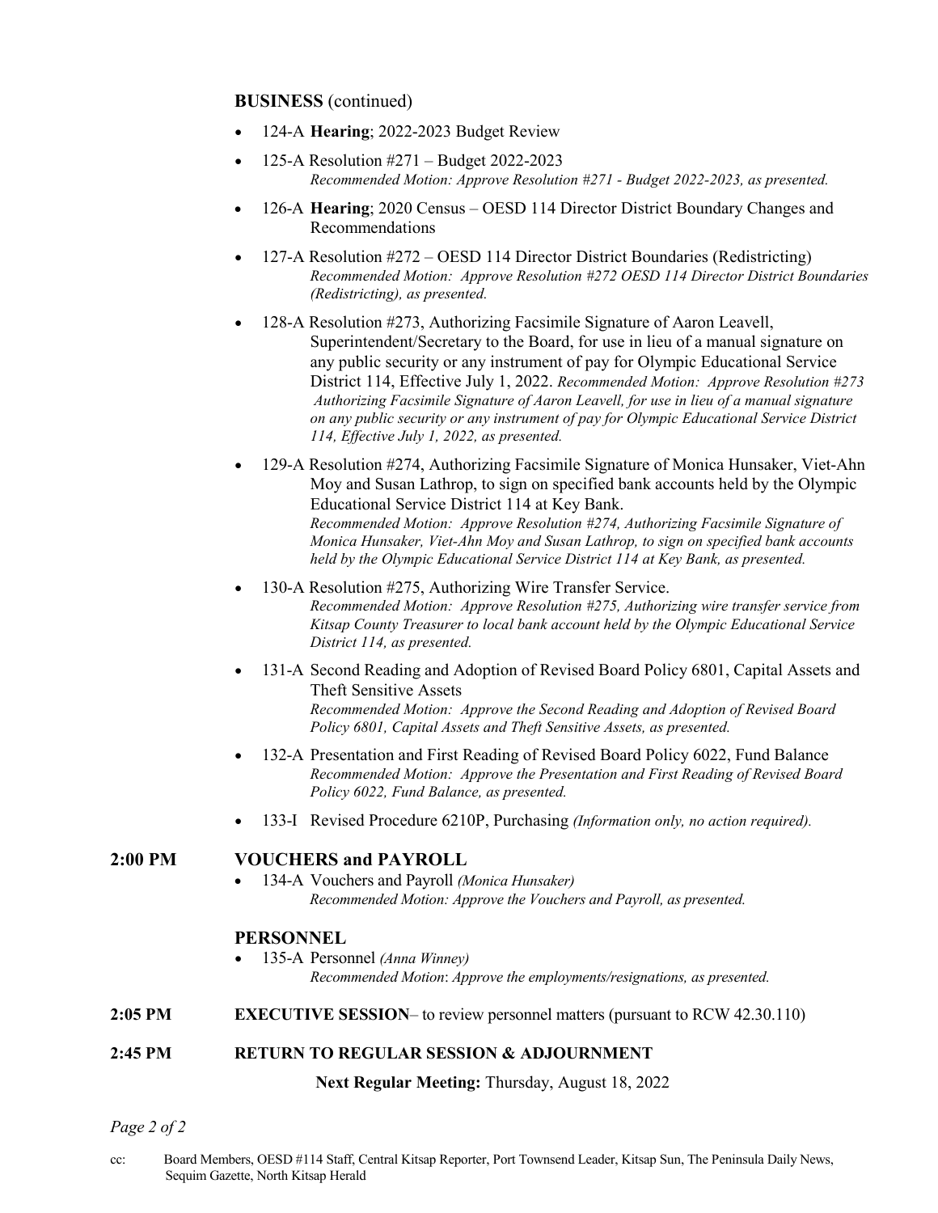**BUSINESS** (continued)

- 124-A **Hearing**; 2022-2023 Budget Review
- 125-A Resolution #271 – Budget 2022-2023
  *Recommended Motion: Approve Resolution #271 - Budget 2022-2023, as presented.*
- 126-A **Hearing**; 2020 Census – OESD 114 Director District Boundary Changes and Recommendations
- 127-A Resolution #272 – OESD 114 Director District Boundaries (Redistricting)
  *Recommended Motion: Approve Resolution #272 OESD 114 Director District Boundaries (Redistricting), as presented.*
- 128-A Resolution #273, Authorizing Facsimile Signature of Aaron Leavell, Superintendent/Secretary to the Board, for use in lieu of a manual signature on any public security or any instrument of pay for Olympic Educational Service District 114, Effective July 1, 2022. *Recommended Motion: Approve Resolution #273 Authorizing Facsimile Signature of Aaron Leavell, for use in lieu of a manual signature on any public security or any instrument of pay for Olympic Educational Service District 114, Effective July 1, 2022, as presented.*
- 129-A Resolution #274, Authorizing Facsimile Signature of Monica Hunsaker, Viet-Ahn Moy and Susan Lathrop, to sign on specified bank accounts held by the Olympic Educational Service District 114 at Key Bank.
  *Recommended Motion: Approve Resolution #274, Authorizing Facsimile Signature of Monica Hunsaker, Viet-Ahn Moy and Susan Lathrop, to sign on specified bank accounts held by the Olympic Educational Service District 114 at Key Bank, as presented.*
- 130-A Resolution #275, Authorizing Wire Transfer Service.
  *Recommended Motion: Approve Resolution #275, Authorizing wire transfer service from Kitsap County Treasurer to local bank account held by the Olympic Educational Service District 114, as presented.*
- 131-A Second Reading and Adoption of Revised Board Policy 6801, Capital Assets and Theft Sensitive Assets
  *Recommended Motion: Approve the Second Reading and Adoption of Revised Board Policy 6801, Capital Assets and Theft Sensitive Assets, as presented.*
- 132-A Presentation and First Reading of Revised Board Policy 6022, Fund Balance
  *Recommended Motion: Approve the Presentation and First Reading of Revised Board Policy 6022, Fund Balance, as presented.*
- 133-I Revised Procedure 6210P, Purchasing *(Information only, no action required).*

**2:00 PM VOUCHERS and PAYROLL**

- 134-A Vouchers and Payroll *(Monica Hunsaker)*
  *Recommended Motion: Approve the Vouchers and Payroll, as presented.*

**PERSONNEL**

- 135-A Personnel *(Anna Winney)*
  *Recommended Motion: Approve the employments/resignations, as presented.*

**2:05 PM EXECUTIVE SESSION**– to review personnel matters (pursuant to RCW 42.30.110)

**2:45 PM RETURN TO REGULAR SESSION & ADJOURNMENT**

**Next Regular Meeting:** Thursday, August 18, 2022

cc: Board Members, OESD #114 Staff, Central Kitsap Reporter, Port Townsend Leader, Kitsap Sun, The Peninsula Daily News, Sequim Gazette, North Kitsap Herald